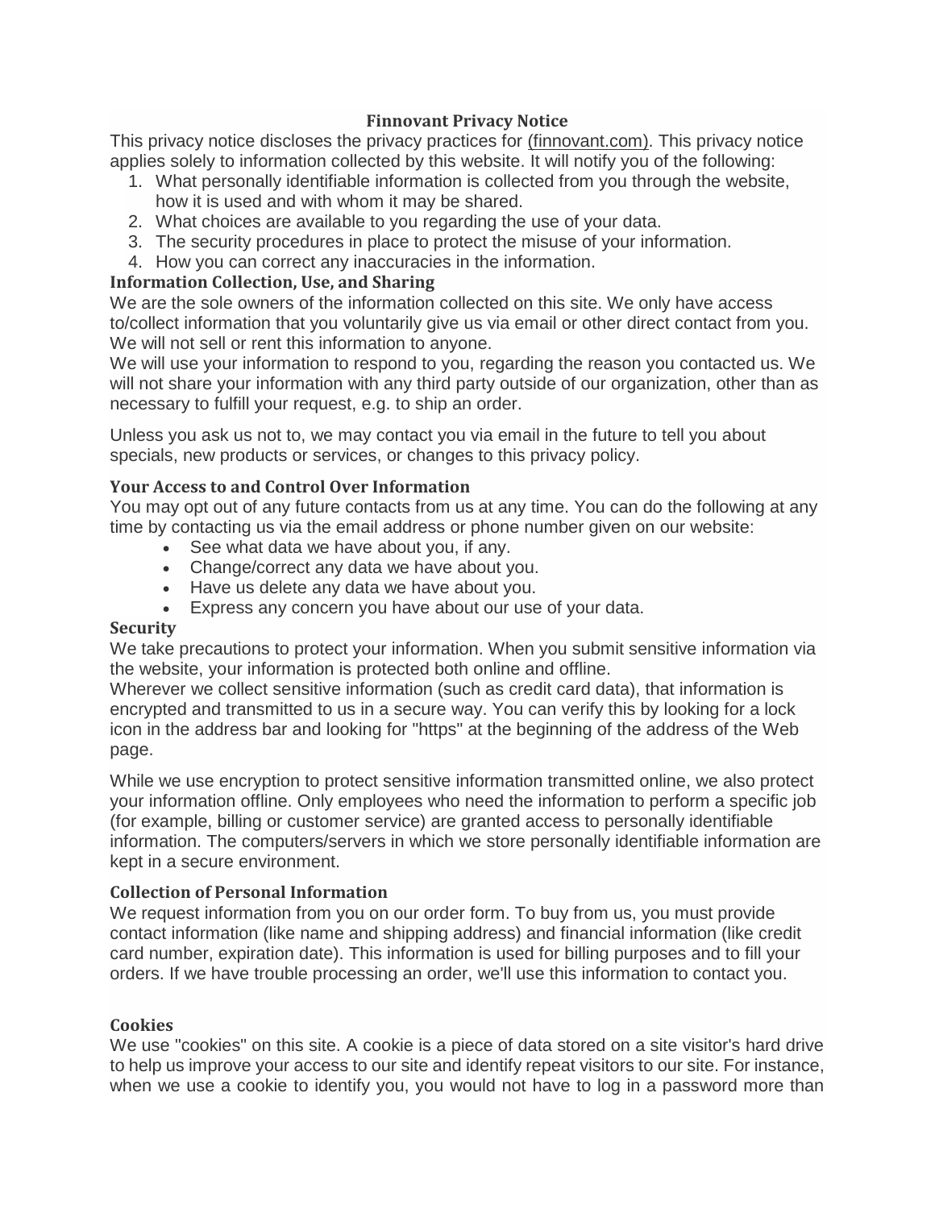# Finnovant Privacy Notice

This privacy notice discloses the privacy practices for (finnovant.com). This privacy notice applies solely to information collected by this website. It will notify you of the following:

1. What personally identifiable information is collected from you through the website, how it is used and with whom it may be shared.
2. What choices are available to you regarding the use of your data.
3. The security procedures in place to protect the misuse of your information.
4. How you can correct any inaccuracies in the information.

## Information Collection, Use, and Sharing

We are the sole owners of the information collected on this site. We only have access to/collect information that you voluntarily give us via email or other direct contact from you. We will not sell or rent this information to anyone.

We will use your information to respond to you, regarding the reason you contacted us. We will not share your information with any third party outside of our organization, other than as necessary to fulfill your request, e.g. to ship an order.

Unless you ask us not to, we may contact you via email in the future to tell you about specials, new products or services, or changes to this privacy policy.

## Your Access to and Control Over Information

You may opt out of any future contacts from us at any time. You can do the following at any time by contacting us via the email address or phone number given on our website:

- See what data we have about you, if any.
- Change/correct any data we have about you.
- Have us delete any data we have about you.
- Express any concern you have about our use of your data.

## Security

We take precautions to protect your information. When you submit sensitive information via the website, your information is protected both online and offline.

Wherever we collect sensitive information (such as credit card data), that information is encrypted and transmitted to us in a secure way. You can verify this by looking for a lock icon in the address bar and looking for "https" at the beginning of the address of the Web page.

While we use encryption to protect sensitive information transmitted online, we also protect your information offline. Only employees who need the information to perform a specific job (for example, billing or customer service) are granted access to personally identifiable information. The computers/servers in which we store personally identifiable information are kept in a secure environment.

## Collection of Personal Information

We request information from you on our order form. To buy from us, you must provide contact information (like name and shipping address) and financial information (like credit card number, expiration date). This information is used for billing purposes and to fill your orders. If we have trouble processing an order, we'll use this information to contact you.

## Cookies

We use "cookies" on this site. A cookie is a piece of data stored on a site visitor's hard drive to help us improve your access to our site and identify repeat visitors to our site. For instance, when we use a cookie to identify you, you would not have to log in a password more than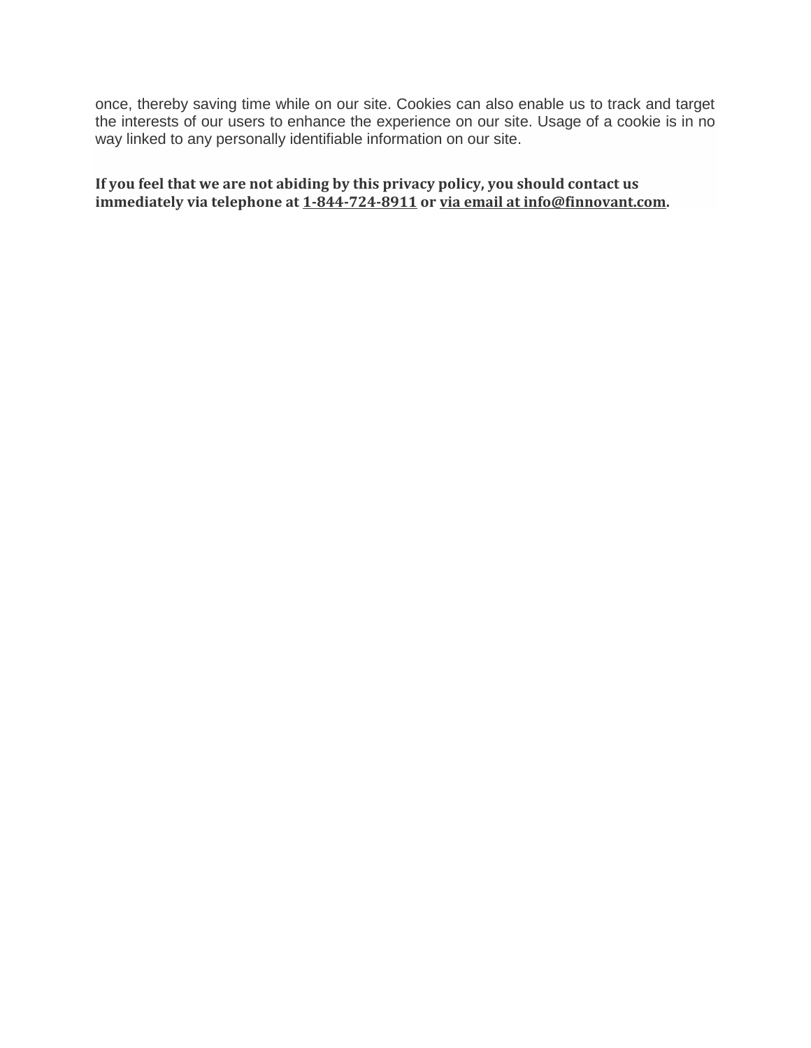once, thereby saving time while on our site. Cookies can also enable us to track and target the interests of our users to enhance the experience on our site. Usage of a cookie is in no way linked to any personally identifiable information on our site.

**If you feel that we are not abiding by this privacy policy, you should contact us immediately via telephone at 1-844-724-8911 or via email at info@finnovant.com.**